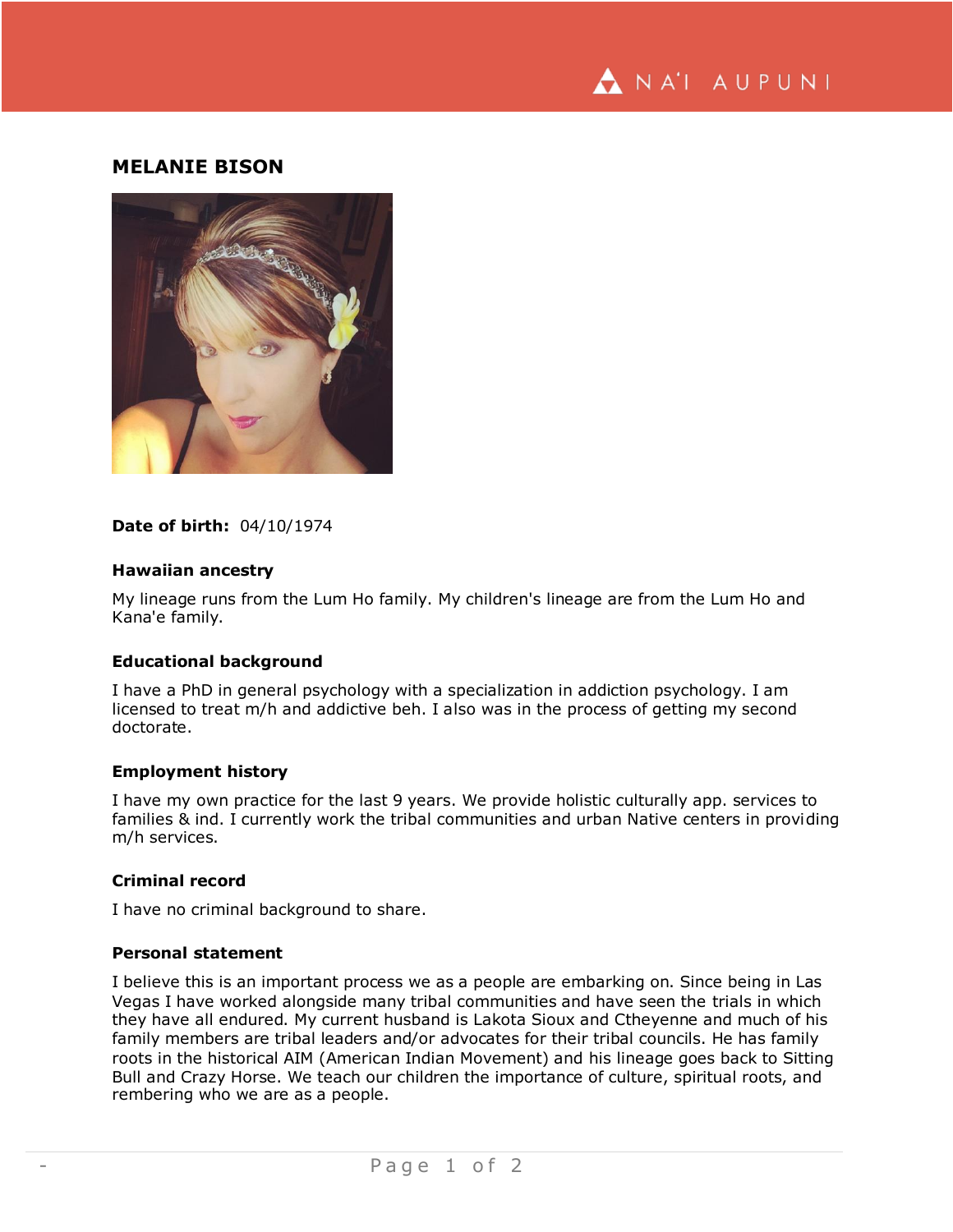# MELANIE BISON

**Date of birth:** 04/10/1974

### Hawaiian ancestry

My lineage runs from the Lum Ho family. My children's lineage are from the Lum Ho and Kana'e family.

### Educational background

I have a PhD in general psychology with a specialization in addiction psychology. I am licensed to treat m/h and addictive beh. I also was in the process of getting my second doctorate.

### Employment history

I have my own practice for the last 9 years. We provide holistic culturally app. services to families & ind. I currently work the tribal communities and urban Native centers in providing m/h services.

### Criminal record

I have no criminal background to share.

### Personal statement

I believe this is an important process we as a people are embarking on. Since being in Las Vegas I have worked alongside many tribal communities and have seen the trials in which they have all endured. My current husband is Lakota Sioux and Ctheyenne and much of his family members are tribal leaders and/or advocates for their tribal councils. He has family roots in the historical AIM (American Indian Movement) and his lineage goes back to Sitting Bull and Crazy Horse. We teach our children the importance of culture, spiritual roots, and rembering who we are as a people.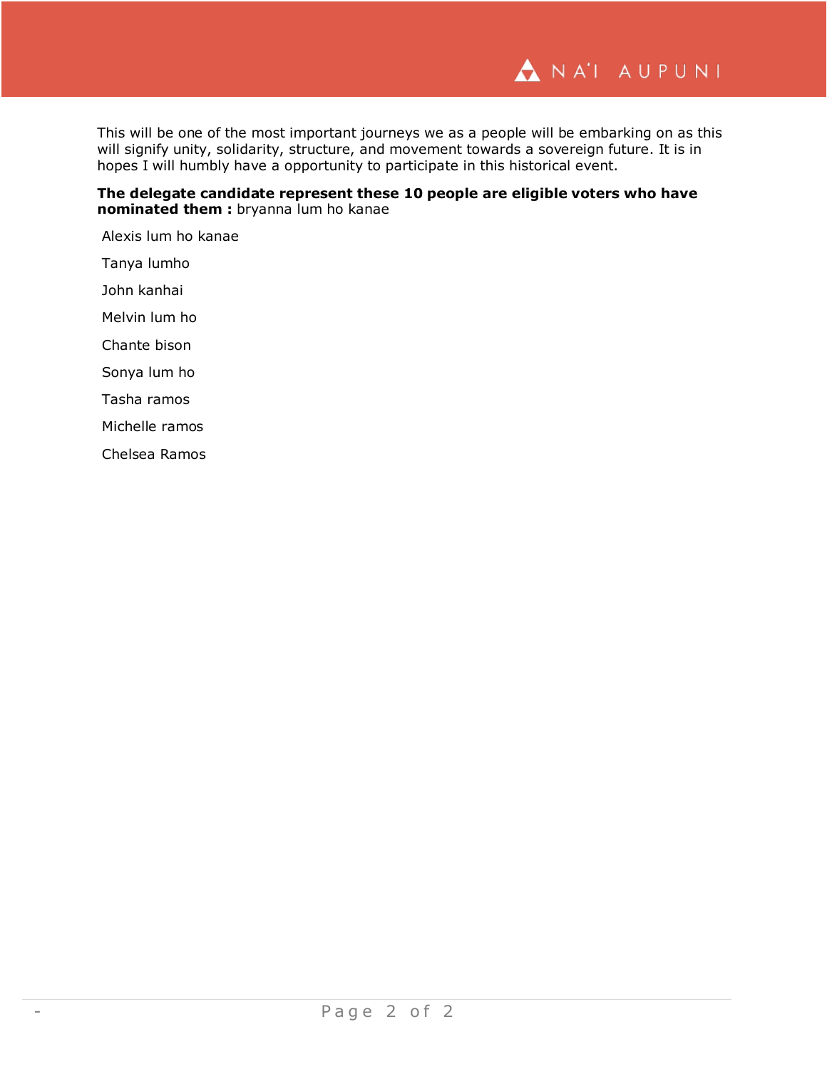This will be one of the most important journeys we as a people will be embarking on as this will signify unity, solidarity, structure, and movement towards a sovereign future. It is in hopes I will humbly have a opportunity to participate in this historical event.

**The delegate candidate represent these 10 people are eligible voters who have nominated them :** bryanna lum ho kanae

Alexis lum ho kanae

Tanya lumho

John kanhai

Melvin lum ho

Chante bison

Sonya lum ho

Tasha ramos

Michelle ramos

Chelsea Ramos